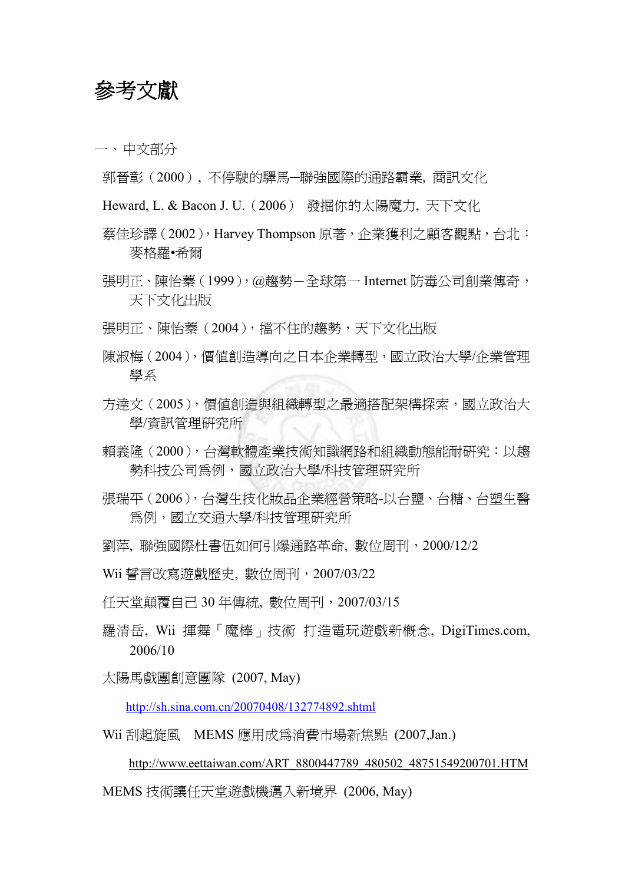# 參考文獻

一、中文部分

郭晉彰（2000），不停駛的驛馬─聯強國際的通路霸業, 商訊文化

Heward, L. & Bacon J. U.（2006） 發掘你的太陽魔力, 天下文化

蔡佳珍譯（2002），Harvey Thompson 原著，企業獲利之顧客觀點，台北：麥格羅•希爾

張明正、陳怡蓁（1999），@趨勢－全球第一 Internet 防毒公司創業傳奇，天下文化出版

張明正、陳怡蓁（2004），擋不住的趨勢，天下文化出版

陳淑梅（2004），價值創造導向之日本企業轉型，國立政治大學/企業管理學系

方達文（2005），價值創造與組織轉型之最適搭配架構探索，國立政治大學/資訊管理研究所

賴義隆（2000），台灣軟體產業技術知識網路和組織動態能耐研究：以趨勢科技公司爲例，國立政治大學/科技管理研究所

張瑞平（2006），台灣生技化妝品企業經營策略-以台鹽、台糖、台塑生醫爲例，國立交通大學/科技管理研究所

劉萍, 聯強國際杜書伍如何引爆通路革命, 數位周刊，2000/12/2

Wii 誓言改寫遊戲歷史, 數位周刊，2007/03/22

任天堂顛覆自己 30 年傳統, 數位周刊，2007/03/15

羅清岳, Wii 揮舞「魔棒」技術 打造電玩遊戲新概念, DigiTimes.com, 2006/10

太陽馬戲團創意團隊 (2007, May)

http://sh.sina.com.cn/20070408/132774892.shtml

Wii 刮起旋風 MEMS 應用成爲消費市場新焦點 (2007,Jan.)

http://www.eettaiwan.com/ART_8800447789_480502_48751549200701.HTM

MEMS 技術讓任天堂遊戲機邁入新境界 (2006, May)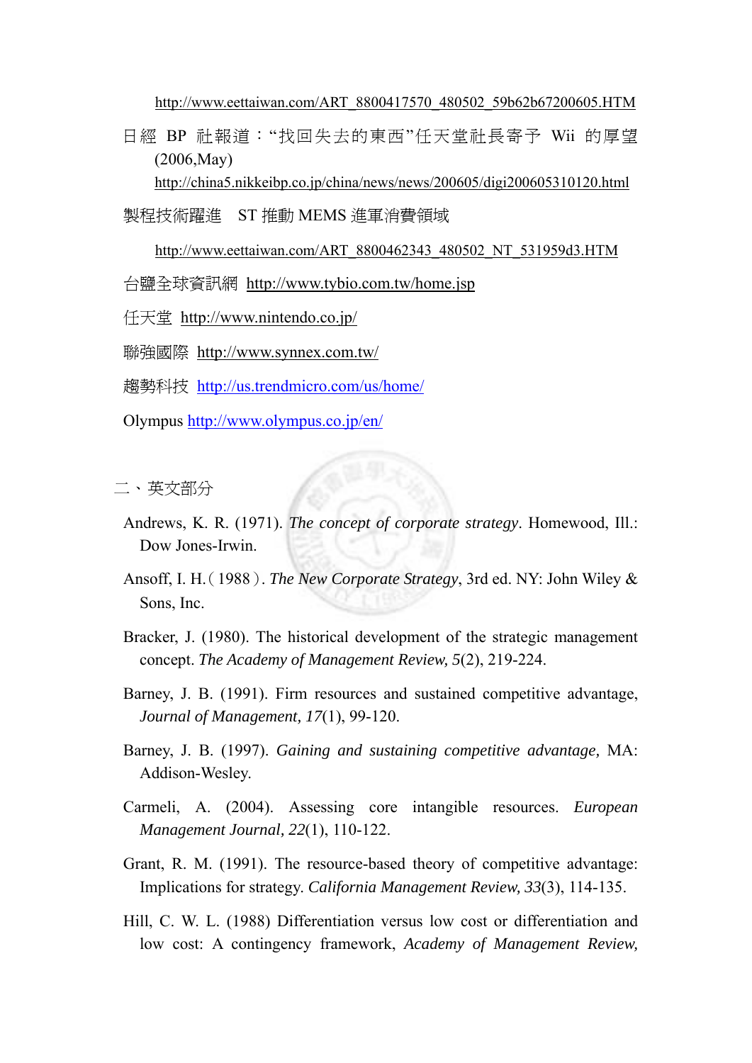http://www.eettaiwan.com/ART_8800417570_480502_59b62b67200605.HTM

日經 BP 社報道："找回失去的東西"任天堂社長寄予 Wii 的厚望 (2006,May)
http://china5.nikkeibp.co.jp/china/news/news/200605/digi200605310120.html

製程技術躍進　ST 推動 MEMS 進軍消費領域

http://www.eettaiwan.com/ART_8800462343_480502_NT_531959d3.HTM

台鹽全球資訊網 http://www.tybio.com.tw/home.jsp

任天堂 http://www.nintendo.co.jp/

聯強國際 http://www.synnex.com.tw/

趨勢科技 http://us.trendmicro.com/us/home/

Olympus http://www.olympus.co.jp/en/

二、英文部分

Andrews, K. R. (1971). *The concept of corporate strategy*. Homewood, Ill.: Dow Jones-Irwin.

Ansoff, I. H.（1988）. *The New Corporate Strategy*, 3rd ed. NY: John Wiley & Sons, Inc.

Bracker, J. (1980). The historical development of the strategic management concept. *The Academy of Management Review, 5*(2), 219-224.

Barney, J. B. (1991). Firm resources and sustained competitive advantage, *Journal of Management, 17*(1), 99-120.

Barney, J. B. (1997). *Gaining and sustaining competitive advantage*, MA: Addison-Wesley.

Carmeli, A. (2004). Assessing core intangible resources. *European Management Journal, 22*(1), 110-122.

Grant, R. M. (1991). The resource-based theory of competitive advantage: Implications for strategy. *California Management Review, 33*(3), 114-135.

Hill, C. W. L. (1988) Differentiation versus low cost or differentiation and low cost: A contingency framework, *Academy of Management Review,*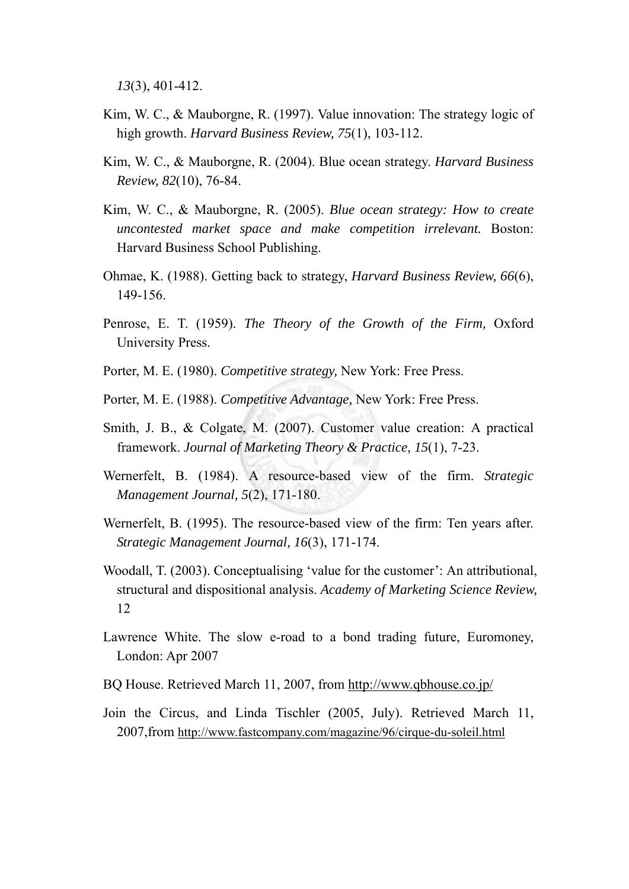*13*(3), 401-412.

Kim, W. C., & Mauborgne, R. (1997). Value innovation: The strategy logic of high growth. *Harvard Business Review, 75*(1), 103-112.

Kim, W. C., & Mauborgne, R. (2004). Blue ocean strategy. *Harvard Business Review, 82*(10), 76-84.

Kim, W. C., & Mauborgne, R. (2005). *Blue ocean strategy: How to create uncontested market space and make competition irrelevant.* Boston: Harvard Business School Publishing.

Ohmae, K. (1988). Getting back to strategy, *Harvard Business Review, 66*(6), 149-156.

Penrose, E. T. (1959). *The Theory of the Growth of the Firm,* Oxford University Press.

Porter, M. E. (1980). *Competitive strategy,* New York: Free Press.

Porter, M. E. (1988). *Competitive Advantage,* New York: Free Press.

Smith, J. B., & Colgate, M. (2007). Customer value creation: A practical framework. *Journal of Marketing Theory & Practice, 15*(1), 7-23.

Wernerfelt, B. (1984). A resource-based view of the firm. *Strategic Management Journal, 5*(2), 171-180.

Wernerfelt, B. (1995). The resource-based view of the firm: Ten years after. *Strategic Management Journal, 16*(3), 171-174.

Woodall, T. (2003). Conceptualising 'value for the customer': An attributional, structural and dispositional analysis. *Academy of Marketing Science Review,* 12

Lawrence White. The slow e-road to a bond trading future, Euromoney, London: Apr 2007

BQ House. Retrieved March 11, 2007, from http://www.qbhouse.co.jp/

Join the Circus, and Linda Tischler (2005, July). Retrieved March 11, 2007,from http://www.fastcompany.com/magazine/96/cirque-du-soleil.html